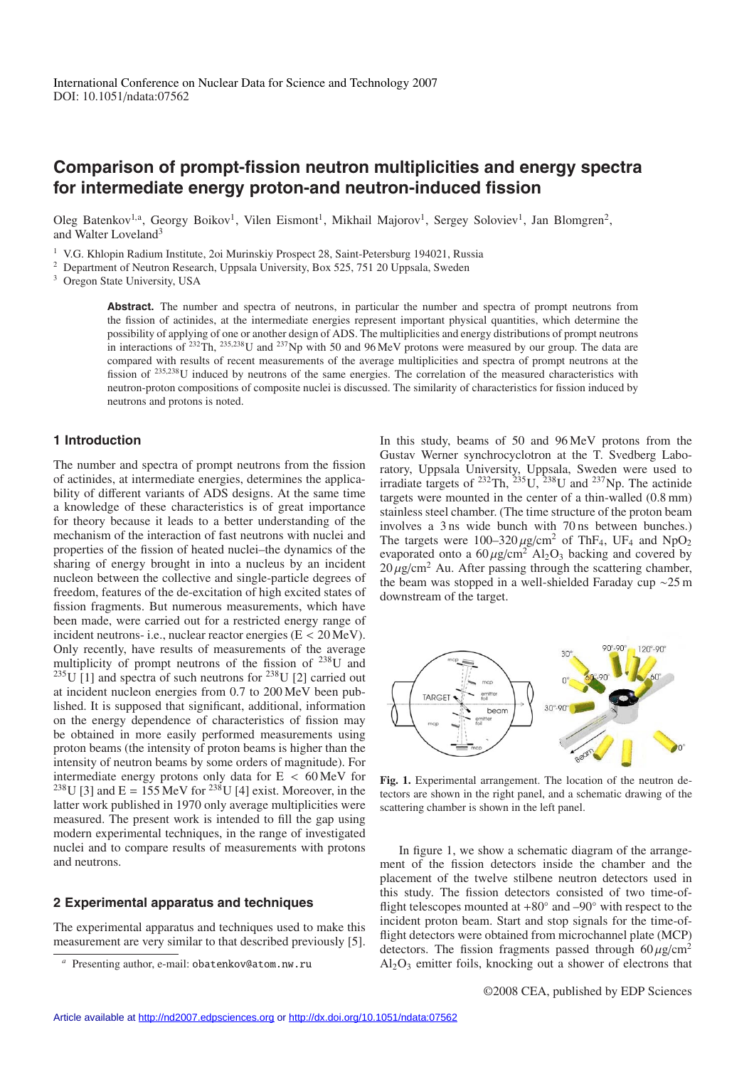International Conference on Nuclear Data for Science and Technology 2007
DOI: 10.1051/ndata:07562

# Comparison of prompt-fission neutron multiplicities and energy spectra for intermediate energy proton-and neutron-induced fission

Oleg Batenkov[1,a], Georgy Boikov[1], Vilen Eismont[1], Mikhail Majorov[1], Sergey Soloviev[1], Jan Blomgren[2], and Walter Loveland[3]

[1] V.G. Khlopin Radium Institute, 2oi Murinskiy Prospect 28, Saint-Petersburg 194021, Russia
[2] Department of Neutron Research, Uppsala University, Box 525, 751 20 Uppsala, Sweden
[3] Oregon State University, USA

**Abstract.** The number and spectra of neutrons, in particular the number and spectra of prompt neutrons from the fission of actinides, at the intermediate energies represent important physical quantities, which determine the possibility of applying of one or another design of ADS. The multiplicities and energy distributions of prompt neutrons in interactions of $^{232}$Th, $^{235,238}$U and $^{237}$Np with 50 and 96 MeV protons were measured by our group. The data are compared with results of recent measurements of the average multiplicities and spectra of prompt neutrons at the fission of $^{235,238}$U induced by neutrons of the same energies. The correlation of the measured characteristics with neutron-proton compositions of composite nuclei is discussed. The similarity of characteristics for fission induced by neutrons and protons is noted.

## 1 Introduction

The number and spectra of prompt neutrons from the fission of actinides, at intermediate energies, determines the applicability of different variants of ADS designs. At the same time a knowledge of these characteristics is of great importance for theory because it leads to a better understanding of the mechanism of the interaction of fast neutrons with nuclei and properties of the fission of heated nuclei–the dynamics of the sharing of energy brought in into a nucleus by an incident nucleon between the collective and single-particle degrees of freedom, features of the de-excitation of high excited states of fission fragments. But numerous measurements, which have been made, were carried out for a restricted energy range of incident neutrons- i.e., nuclear reactor energies (E < 20 MeV). Only recently, have results of measurements of the average multiplicity of prompt neutrons of the fission of $^{238}$U and $^{235}$U [1] and spectra of such neutrons for $^{238}$U [2] carried out at incident nucleon energies from 0.7 to 200 MeV been published. It is supposed that significant, additional, information on the energy dependence of characteristics of fission may be obtained in more easily performed measurements using proton beams (the intensity of proton beams is higher than the intensity of neutron beams by some orders of magnitude). For intermediate energy protons only data for E < 60 MeV for $^{238}$U [3] and E = 155 MeV for $^{238}$U [4] exist. Moreover, in the latter work published in 1970 only average multiplicities were measured. The present work is intended to fill the gap using modern experimental techniques, in the range of investigated nuclei and to compare results of measurements with protons and neutrons.

## 2 Experimental apparatus and techniques

The experimental apparatus and techniques used to make this measurement are very similar to that described previously [5]. In this study, beams of 50 and 96 MeV protons from the Gustav Werner synchrocyclotron at the T. Svedberg Laboratory, Uppsala University, Uppsala, Sweden were used to irradiate targets of $^{232}$Th, $^{235}$U, $^{238}$U and $^{237}$Np. The actinide targets were mounted in the center of a thin-walled (0.8 mm) stainless steel chamber. (The time structure of the proton beam involves a 3 ns wide bunch with 70 ns between bunches.) The targets were 100–320 $\mu$g/cm$^2$ of $ThF_4$, $UF_4$ and $NpO_2$ evaporated onto a 60 $\mu$g/cm$^2$ $Al_2O_3$ backing and covered by 20 $\mu$g/cm$^2$ Au. After passing through the scattering chamber, the beam was stopped in a well-shielded Faraday cup ~25 m downstream of the target.

**Fig. 1.** Experimental arrangement. The location of the neutron detectors are shown in the right panel, and a schematic drawing of the scattering chamber is shown in the left panel.

In figure 1, we show a schematic diagram of the arrangement of the fission detectors inside the chamber and the placement of the twelve stilbene neutron detectors used in this study. The fission detectors consisted of two time-of-flight telescopes mounted at +80° and –90° with respect to the incident proton beam. Start and stop signals for the time-of-flight detectors were obtained from microchannel plate (MCP) detectors. The fission fragments passed through 60 $\mu$g/cm$^2$ $Al_2O_3$ emitter foils, knocking out a shower of electrons that

[a] Presenting author, e-mail: obatenkov@atom.nw.ru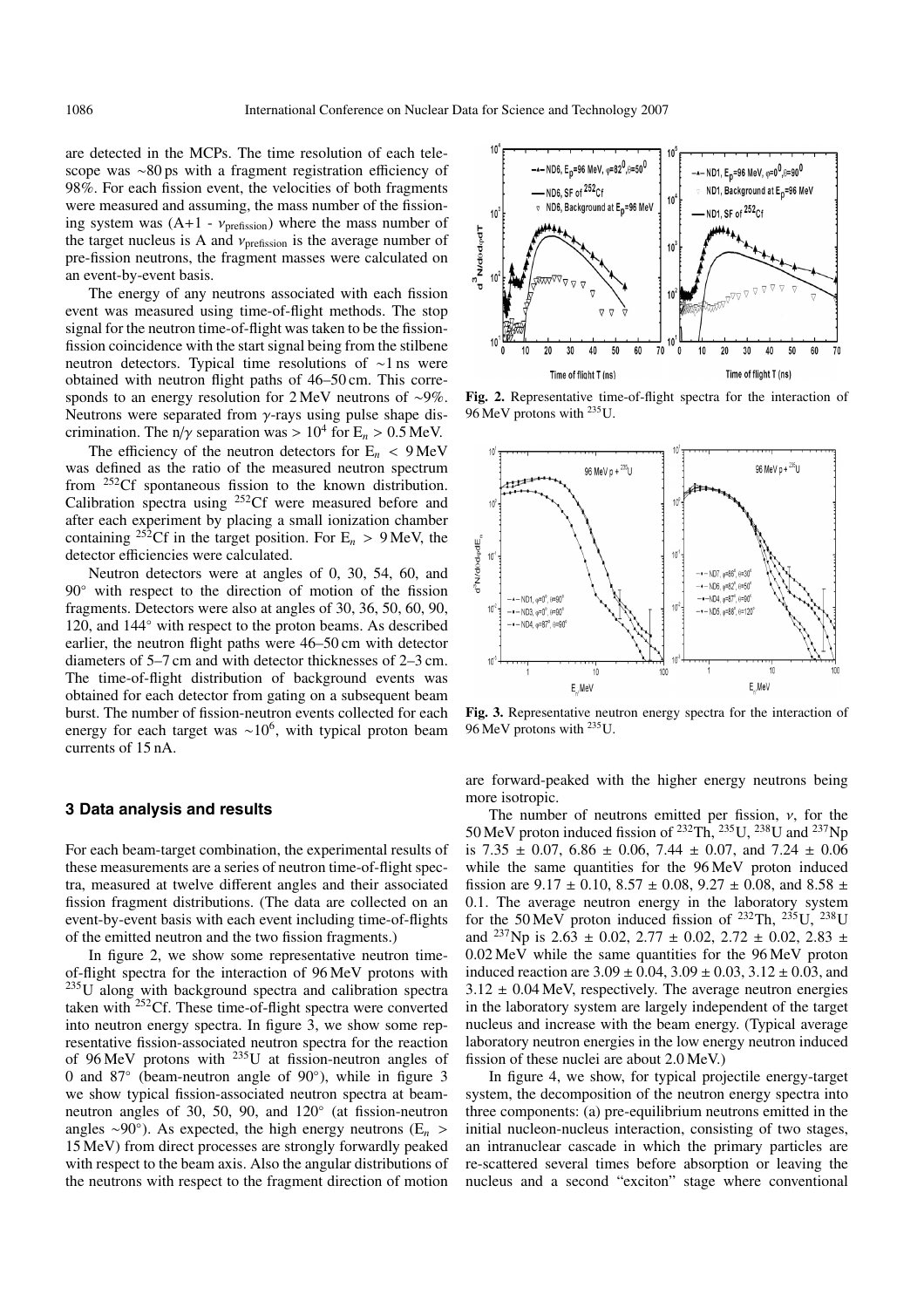are detected in the MCPs. The time resolution of each telescope was ~80 ps with a fragment registration efficiency of 98%. For each fission event, the velocities of both fragments were measured and assuming, the mass number of the fissioning system was (A+1 - $\nu_{prefission}$) where the mass number of the target nucleus is A and $\nu_{prefission}$ is the average number of pre-fission neutrons, the fragment masses were calculated on an event-by-event basis.

The energy of any neutrons associated with each fission event was measured using time-of-flight methods. The stop signal for the neutron time-of-flight was taken to be the fission-fission coincidence with the start signal being from the stilbene neutron detectors. Typical time resolutions of ~1 ns were obtained with neutron flight paths of 46–50 cm. This corresponds to an energy resolution for 2 MeV neutrons of ~9%. Neutrons were separated from $\gamma$-rays using pulse shape discrimination. The n/$\gamma$ separation was $> 10^4$ for $E_n > 0.5$ MeV.

The efficiency of the neutron detectors for $E_n < 9$ MeV was defined as the ratio of the measured neutron spectrum from $^{252}$Cf spontaneous fission to the known distribution. Calibration spectra using $^{252}$Cf were measured before and after each experiment by placing a small ionization chamber containing $^{252}$Cf in the target position. For $E_n > 9$ MeV, the detector efficiencies were calculated.

Neutron detectors were at angles of 0, 30, 54, 60, and 90° with respect to the direction of motion of the fission fragments. Detectors were also at angles of 30, 36, 50, 60, 90, 120, and 144° with respect to the proton beams. As described earlier, the neutron flight paths were 46–50 cm with detector diameters of 5–7 cm and with detector thicknesses of 2–3 cm. The time-of-flight distribution of background events was obtained for each detector from gating on a subsequent beam burst. The number of fission-neutron events collected for each energy for each target was $\sim 10^6$, with typical proton beam currents of 15 nA.

## 3 Data analysis and results

For each beam-target combination, the experimental results of these measurements are a series of neutron time-of-flight spectra, measured at twelve different angles and their associated fission fragment distributions. (The data are collected on an event-by-event basis with each event including time-of-flights of the emitted neutron and the two fission fragments.)

In figure 2, we show some representative neutron time-of-flight spectra for the interaction of 96 MeV protons with $^{235}$U along with background spectra and calibration spectra taken with $^{252}$Cf. These time-of-flight spectra were converted into neutron energy spectra. In figure 3, we show some representative fission-associated neutron spectra for the reaction of 96 MeV protons with $^{235}$U at fission-neutron angles of 0 and 87° (beam-neutron angle of 90°), while in figure 3 we show typical fission-associated neutron spectra at beam-neutron angles of 30, 50, 90, and 120° (at fission-neutron angles ~90°). As expected, the high energy neutrons ($E_n >$ 15 MeV) from direct processes are strongly forwardly peaked with respect to the beam axis. Also the angular distributions of the neutrons with respect to the fragment direction of motion are forward-peaked with the higher energy neutrons being more isotropic.

**Fig. 2.** Representative time-of-flight spectra for the interaction of 96 MeV protons with $^{235}$U.

**Fig. 3.** Representative neutron energy spectra for the interaction of 96 MeV protons with $^{235}$U.

The number of neutrons emitted per fission, $\nu$, for the 50 MeV proton induced fission of $^{232}$Th, $^{235}$U, $^{238}$U and $^{237}$Np is 7.35 ± 0.07, 6.86 ± 0.06, 7.44 ± 0.07, and 7.24 ± 0.06 while the same quantities for the 96 MeV proton induced fission are 9.17 ± 0.10, 8.57 ± 0.08, 9.27 ± 0.08, and 8.58 ± 0.1. The average neutron energy in the laboratory system for the 50 MeV proton induced fission of $^{232}$Th, $^{235}$U, $^{238}$U and $^{237}$Np is 2.63 ± 0.02, 2.77 ± 0.02, 2.72 ± 0.02, 2.83 ± 0.02 MeV while the same quantities for the 96 MeV proton induced reaction are 3.09 ± 0.04, 3.09 ± 0.03, 3.12 ± 0.03, and 3.12 ± 0.04 MeV, respectively. The average neutron energies in the laboratory system are largely independent of the target nucleus and increase with the beam energy. (Typical average laboratory neutron energies in the low energy neutron induced fission of these nuclei are about 2.0 MeV.)

In figure 4, we show, for typical projectile energy-target system, the decomposition of the neutron energy spectra into three components: (a) pre-equilibrium neutrons emitted in the initial nucleon-nucleus interaction, consisting of two stages, an intranuclear cascade in which the primary particles are re-scattered several times before absorption or leaving the nucleus and a second "exciton" stage where conventional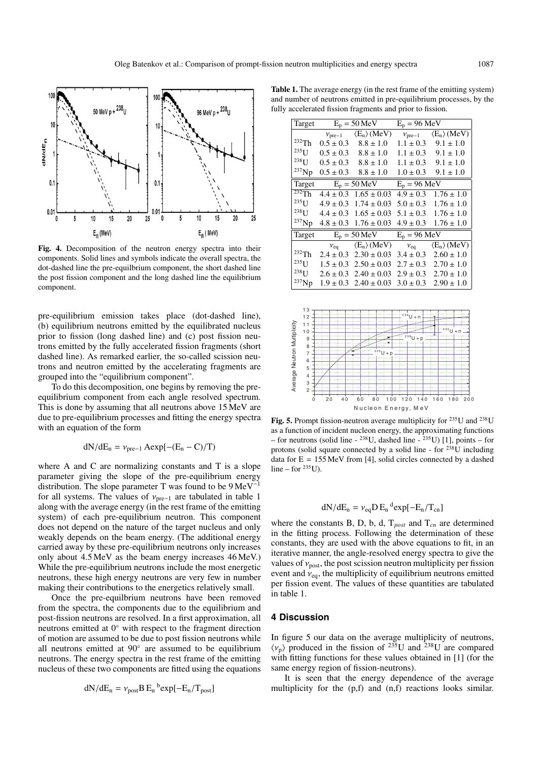**Fig. 4.** Decomposition of the neutron energy spectra into their components. Solid lines and symbols indicate the overall spectra, the dot-dashed line the pre-equilbrium component, the short dashed line the post fission component and the long dashed line the equilibrium component.

pre-equilibrium emission takes place (dot-dashed line), (b) equilibrium neutrons emitted by the equilibrated nucleus prior to fission (long dashed line) and (c) post fission neutrons emitted by the fully accelerated fission fragments (short dashed line). As remarked earlier, the so-called scission neutrons and neutron emitted by the accelerating fragments are grouped into the "equilibrium component".

To do this decomposition, one begins by removing the pre-equilibrium component from each angle resolved spectrum. This is done by assuming that all neutrons above 15 MeV are due to pre-equilibrium processes and fitting the energy spectra with an equation of the form

$$dN/dE_n = \nu_{pre-1} A\exp[-(E_n - C)/T)$$

where A and C are normalizing constants and T is a slope parameter giving the slope of the pre-equilibrium energy distribution. The slope parameter T was found to be 9 MeV$^{-1}$ for all systems. The values of $\nu_{pre-1}$ are tabulated in table 1 along with the average energy (in the rest frame of the emitting system) of each pre-equilibrium neutron. This component does not depend on the nature of the target nucleus and only weakly depends on the beam energy. (The additional energy carried away by these pre-equilibrium neutrons only increases only about 4.5 MeV as the beam energy increases 46 MeV.) While the pre-equilibrium neutrons include the most energetic neutrons, these high energy neutrons are very few in number making their contributions to the energetics relatively small.

Once the pre-equilbrium neutrons have been removed from the spectra, the components due to the equilibrium and post-fission neutrons are resolved. In a first approximation, all neutrons emitted at 0° with respect to the fragment direction of motion are assumed to be due to post fission neutrons while all neutrons emitted at 90° are assumed to be equilibrium neutrons. The energy spectra in the rest frame of the emitting nucleus of these two components are fitted using the equations

$$dN/dE_n = \nu_{post} B\, E_n{}^{b}\exp[-E_n/T_{post}]$$

**Table 1.** The average energy (in the rest frame of the emitting system) and number of neutrons emitted in pre-equilibrium processes, by the fully accelerated fission fragments and prior to fission.

| Target | $E_p$ = 50 MeV | | $E_p$ = 96 MeV | |
|---|---|---|---|---|
| | $\nu_{pre-1}$ | $\langle E_n \rangle$ (MeV) | $\nu_{pre-1}$ | $\langle E_n \rangle$ (MeV) |
| $^{232}$Th | 0.5 ± 0.3 | 8.8 ± 1.0 | 1.1 ± 0.3 | 9.1 ± 1.0 |
| $^{235}$U | 0.5 ± 0.3 | 8.8 ± 1.0 | 1.1 ± 0.3 | 9.1 ± 1.0 |
| $^{238}$U | 0.5 ± 0.3 | 8.8 ± 1.0 | 1.1 ± 0.3 | 9.1 ± 1.0 |
| $^{237}$Np | 0.5 ± 0.3 | 8.8 ± 1.0 | 1.0 ± 0.3 | 9.1 ± 1.0 |
| **Target** | **$E_p$ = 50 MeV** | | **$E_p$ = 96 MeV** | |
| $^{232}$Th | 4.4 ± 0.3 | 1.65 ± 0.03 | 4.9 ± 0.3 | 1.76 ± 1.0 |
| $^{235}$U | 4.9 ± 0.3 | 1.74 ± 0.03 | 5.0 ± 0.3 | 1.76 ± 1.0 |
| $^{238}$U | 4.4 ± 0.3 | 1.65 ± 0.03 | 5.1 ± 0.3 | 1.76 ± 1.0 |
| $^{237}$Np | 4.8 ± 0.3 | 1.76 ± 0.03 | 4.9 ± 0.3 | 1.76 ± 1.0 |
| **Target** | **$E_p$ = 50 MeV** | | **$E_p$ = 96 MeV** | |
| | $\nu_{eq}$ | $\langle E_n \rangle$ (MeV) | $\nu_{eq}$ | $\langle E_n \rangle$ (MeV) |
| $^{232}$Th | 2.4 ± 0.3 | 2.30 ± 0.03 | 3.4 ± 0.3 | 2.60 ± 1.0 |
| $^{235}$U | 1.5 ± 0.3 | 2.50 ± 0.03 | 2.7 ± 0.3 | 2.70 ± 1.0 |
| $^{238}$U | 2.6 ± 0.3 | 2.40 ± 0.03 | 2.9 ± 0.3 | 2.70 ± 1.0 |
| $^{237}$Np | 1.9 ± 0.3 | 2.40 ± 0.03 | 3.0 ± 0.3 | 2.90 ± 1.0 |

**Fig. 5.** Prompt fission-neutron average multiplicity for $^{235}$U and $^{238}$U as a function of incident nucleon energy, the approximating functions – for neutrons (solid line - $^{238}$U, dashed line - $^{235}$U) [1], points – for protons (solid square connected by a solid line - for $^{238}$U including data for E = 155 MeV from [4], solid circles connected by a dashed line – for $^{235}$U).

$$dN/dE_n = \nu_{eq} D\, E_n{}^{d}\exp[-E_n/T_{cn}]$$

where the constants B, D, b, d, $T_{post}$ and $T_{cn}$ are determined in the fitting process. Following the determination of these constants, they are used with the above equations to fit, in an iterative manner, the angle-resolved energy spectra to give the values of $\nu_{post}$, the post scission neutron multiplicity per fission event and $\nu_{eq}$, the multiplicity of equilibrium neutrons emitted per fission event. The values of these quantities are tabulated in table 1.

## 4 Discussion

In figure 5 our data on the average multiplicity of neutrons, $\langle \nu_p \rangle$ produced in the fission of $^{235}$U and $^{238}$U are compared with fitting functions for these values obtained in [1] (for the same energy region of fission-neutrons).

It is seen that the energy dependence of the average multiplicity for the (p,f) and (n,f) reactions looks similar.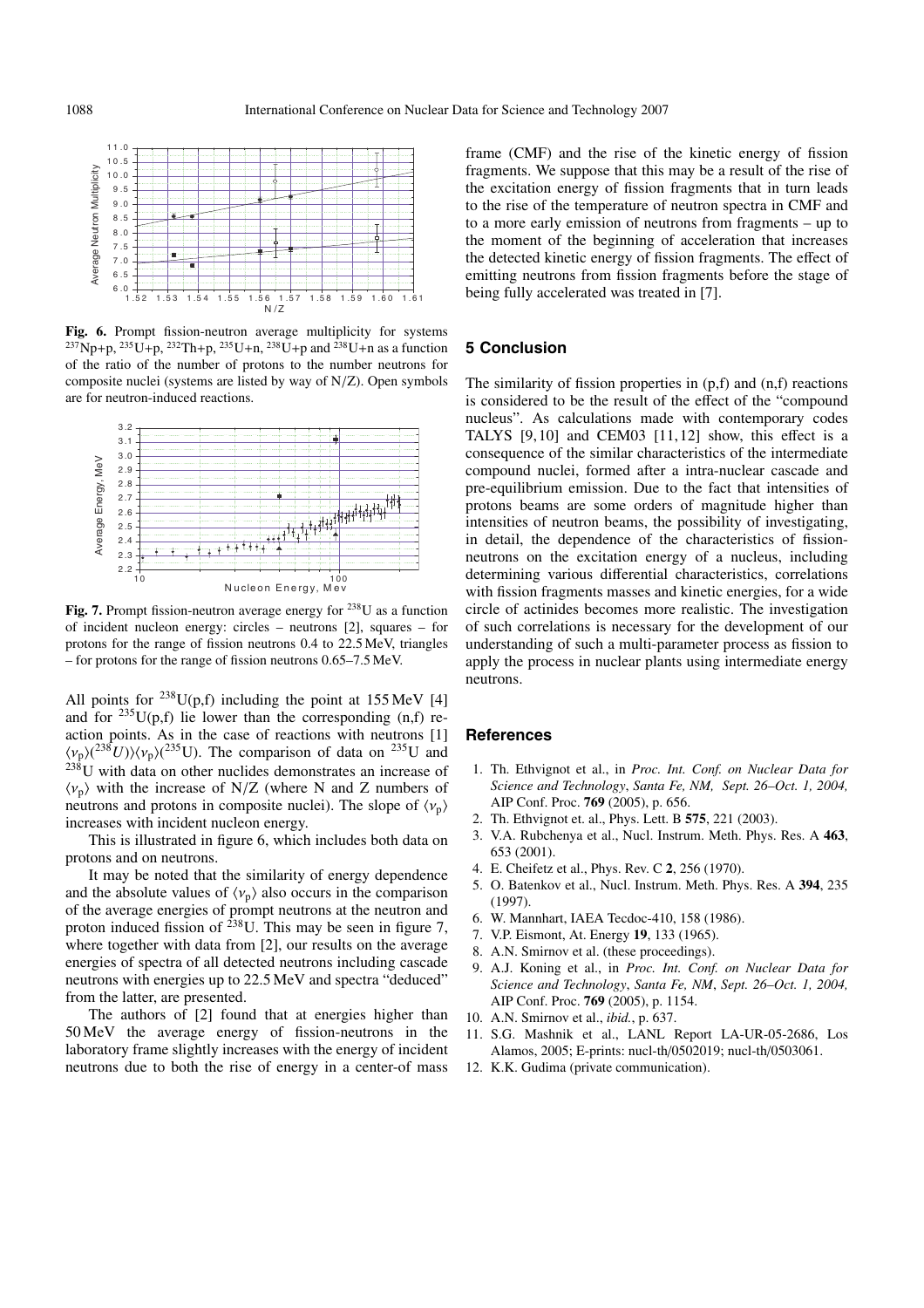11.0
10.5
10.0
9.5
9.0
8.5
8.0
7.5
7.0
6.5
6.0

Average Neutron Multiplicity

1.52 1.53 1.54 1.55 1.56 1.57 1.58 1.59 1.60 1.61

N/Z

**Fig. 6.** Prompt fission-neutron average multiplicity for systems $^{237}$Np+p, $^{235}$U+p, $^{232}$Th+p, $^{235}$U+n, $^{238}$U+p and $^{238}$U+n as a function of the ratio of the number of protons to the number neutrons for composite nuclei (systems are listed by way of N/Z). Open symbols are for neutron-induced reactions.

3.2
3.1
3.0
2.9
2.8
2.7
2.6
2.5
2.4
2.3
2.2

Average Energy, MeV

10 100

Nucleon Energy, Mev

**Fig. 7.** Prompt fission-neutron average energy for $^{238}$U as a function of incident nucleon energy: circles – neutrons [2], squares – for protons for the range of fission neutrons 0.4 to 22.5 MeV, triangles – for protons for the range of fission neutrons 0.65–7.5 MeV.

All points for $^{238}$U(p,f) including the point at 155 MeV [4] and for $^{235}$U(p,f) lie lower than the corresponding (n,f) reaction points. As in the case of reactions with neutrons [1] $\langle \nu_p \rangle(^{238}U)\langle \nu_p \rangle(^{235}$U). The comparison of data on $^{235}$U and $^{238}$U with data on other nuclides demonstrates an increase of $\langle \nu_p \rangle$ with the increase of N/Z (where N and Z numbers of neutrons and protons in composite nuclei). The slope of $\langle \nu_p \rangle$ increases with incident nucleon energy.

This is illustrated in figure 6, which includes both data on protons and on neutrons.

It may be noted that the similarity of energy dependence and the absolute values of $\langle \nu_p \rangle$ also occurs in the comparison of the average energies of prompt neutrons at the neutron and proton induced fission of $^{238}$U. This may be seen in figure 7, where together with data from [2], our results on the average energies of spectra of all detected neutrons including cascade neutrons with energies up to 22.5 MeV and spectra "deduced" from the latter, are presented.

The authors of [2] found that at energies higher than 50 MeV the average energy of fission-neutrons in the laboratory frame slightly increases with the energy of incident neutrons due to both the rise of energy in a center-of mass frame (CMF) and the rise of the kinetic energy of fission fragments. We suppose that this may be a result of the rise of the excitation energy of fission fragments that in turn leads to the rise of the temperature of neutron spectra in CMF and to a more early emission of neutrons from fragments – up to the moment of the beginning of acceleration that increases the detected kinetic energy of fission fragments. The effect of emitting neutrons from fission fragments before the stage of being fully accelerated was treated in [7].

## 5 Conclusion

The similarity of fission properties in (p,f) and (n,f) reactions is considered to be the result of the effect of the "compound nucleus". As calculations made with contemporary codes TALYS [9,10] and CEM03 [11,12] show, this effect is a consequence of the similar characteristics of the intermediate compound nuclei, formed after a intra-nuclear cascade and pre-equilibrium emission. Due to the fact that intensities of protons beams are some orders of magnitude higher than intensities of neutron beams, the possibility of investigating, in detail, the dependence of the characteristics of fission-neutrons on the excitation energy of a nucleus, including determining various differential characteristics, correlations with fission fragments masses and kinetic energies, for a wide circle of actinides becomes more realistic. The investigation of such correlations is necessary for the development of our understanding of such a multi-parameter process as fission to apply the process in nuclear plants using intermediate energy neutrons.

## References

1. Th. Ethvignot et al., in *Proc. Int. Conf. on Nuclear Data for Science and Technology*, *Santa Fe, NM, Sept. 26–Oct. 1, 2004,* AIP Conf. Proc. **769** (2005), p. 656.
2. Th. Ethvignot et. al., Phys. Lett. B **575**, 221 (2003).
3. V.A. Rubchenya et al., Nucl. Instrum. Meth. Phys. Res. A **463**, 653 (2001).
4. E. Cheifetz et al., Phys. Rev. C **2**, 256 (1970).
5. O. Batenkov et al., Nucl. Instrum. Meth. Phys. Res. A **394**, 235 (1997).
6. W. Mannhart, IAEA Tecdoc-410, 158 (1986).
7. V.P. Eismont, At. Energy **19**, 133 (1965).
8. A.N. Smirnov et al. (these proceedings).
9. A.J. Koning et al., in *Proc. Int. Conf. on Nuclear Data for Science and Technology*, *Santa Fe, NM*, *Sept. 26–Oct. 1, 2004,* AIP Conf. Proc. **769** (2005), p. 1154.
10. A.N. Smirnov et al., *ibid.*, p. 637.
11. S.G. Mashnik et al., LANL Report LA-UR-05-2686, Los Alamos, 2005; E-prints: nucl-th/0502019; nucl-th/0503061.
12. K.K. Gudima (private communication).